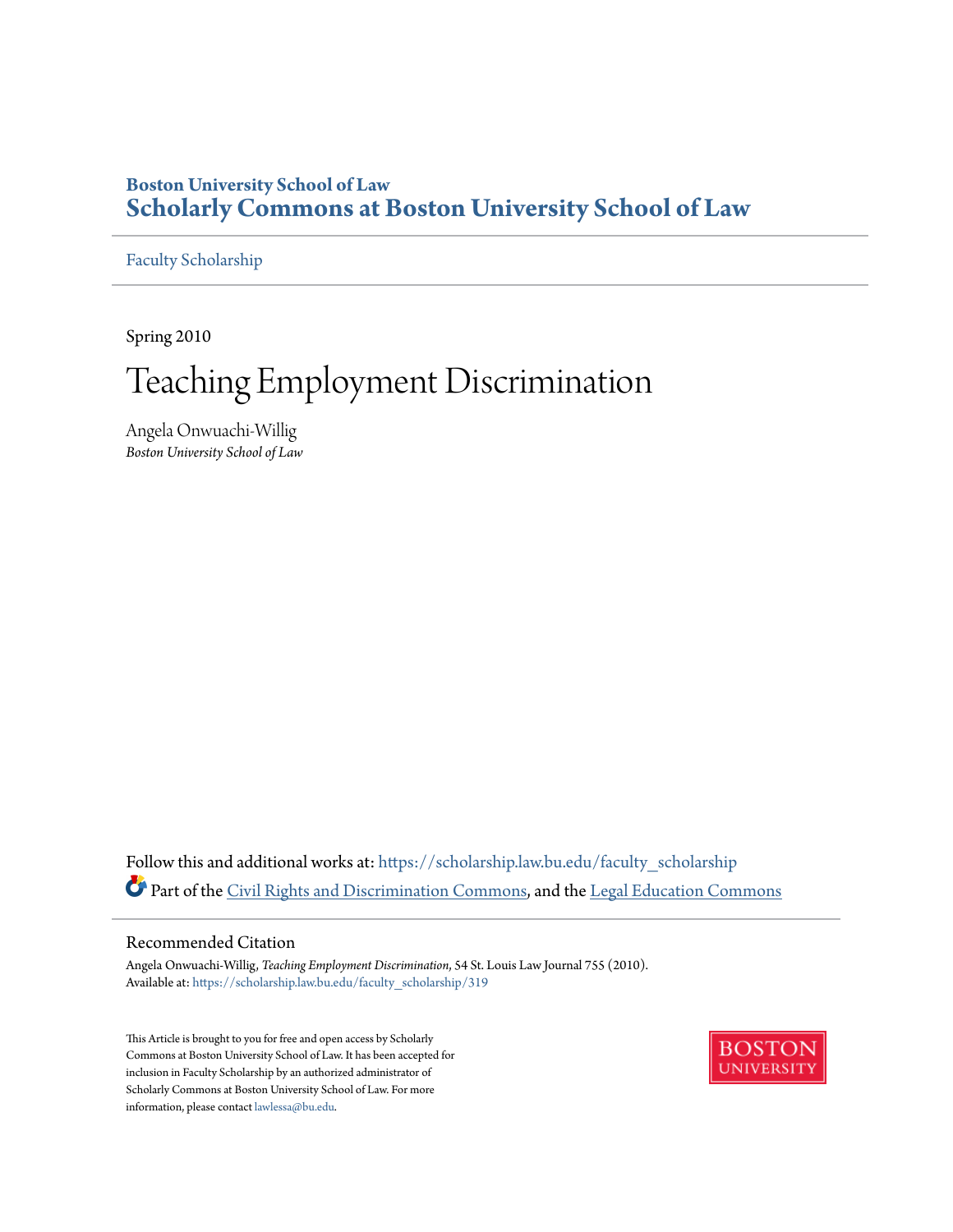**Boston University School of Law**
**Scholarly Commons at Boston University School of Law**

Faculty Scholarship

Spring 2010

# Teaching Employment Discrimination

Angela Onwuachi-Willig
*Boston University School of Law*

Follow this and additional works at: https://scholarship.law.bu.edu/faculty_scholarship

Part of the Civil Rights and Discrimination Commons, and the Legal Education Commons

## Recommended Citation

Angela Onwuachi-Willig, *Teaching Employment Discrimination*, 54 St. Louis Law Journal 755 (2010).
Available at: https://scholarship.law.bu.edu/faculty_scholarship/319

This Article is brought to you for free and open access by Scholarly Commons at Boston University School of Law. It has been accepted for inclusion in Faculty Scholarship by an authorized administrator of Scholarly Commons at Boston University School of Law. For more information, please contact lawlessa@bu.edu.

BOSTON UNIVERSITY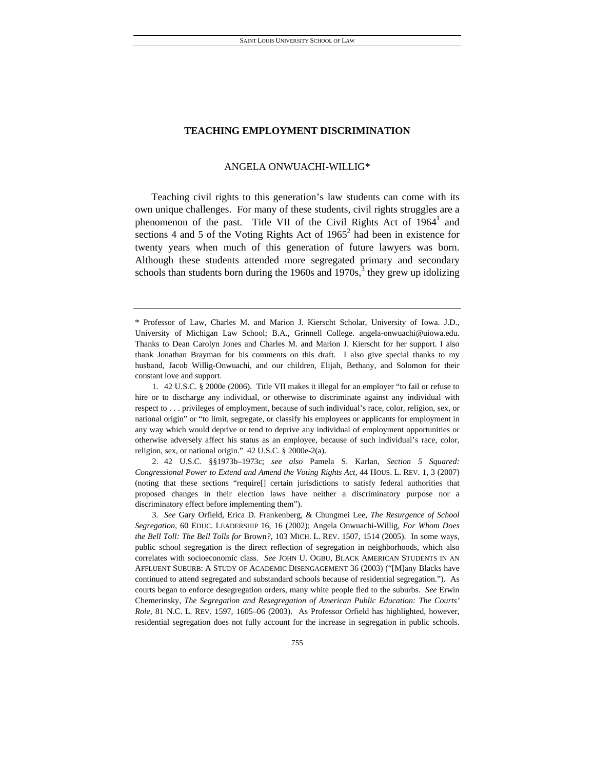# TEACHING EMPLOYMENT DISCRIMINATION

ANGELA ONWUACHI-WILLIG*

Teaching civil rights to this generation's law students can come with its own unique challenges. For many of these students, civil rights struggles are a phenomenon of the past. Title VII of the Civil Rights Act of 1964[1] and sections 4 and 5 of the Voting Rights Act of 1965[2] had been in existence for twenty years when much of this generation of future lawyers was born. Although these students attended more segregated primary and secondary schools than students born during the 1960s and 1970s,[3] they grew up idolizing

---

\* Professor of Law, Charles M. and Marion J. Kierscht Scholar, University of Iowa. J.D., University of Michigan Law School; B.A., Grinnell College. angela-onwuachi@uiowa.edu. Thanks to Dean Carolyn Jones and Charles M. and Marion J. Kierscht for her support. I also thank Jonathan Brayman for his comments on this draft. I also give special thanks to my husband, Jacob Willig-Onwuachi, and our children, Elijah, Bethany, and Solomon for their constant love and support.

1. 42 U.S.C. § 2000e (2006). Title VII makes it illegal for an employer "to fail or refuse to hire or to discharge any individual, or otherwise to discriminate against any individual with respect to . . . privileges of employment, because of such individual's race, color, religion, sex, or national origin" or "to limit, segregate, or classify his employees or applicants for employment in any way which would deprive or tend to deprive any individual of employment opportunities or otherwise adversely affect his status as an employee, because of such individual's race, color, religion, sex, or national origin." 42 U.S.C. § 2000e-2(a).

2. 42 U.S.C. §§1973b–1973c; *see also* Pamela S. Karlan, *Section 5 Squared: Congressional Power to Extend and Amend the Voting Rights Act*, 44 HOUS. L. REV. 1, 3 (2007) (noting that these sections "require[] certain jurisdictions to satisfy federal authorities that proposed changes in their election laws have neither a discriminatory purpose nor a discriminatory effect before implementing them").

3. *See* Gary Orfield, Erica D. Frankenberg, & Chungmei Lee, *The Resurgence of School Segregation*, 60 EDUC. LEADERSHIP 16, 16 (2002); Angela Onwuachi-Willig, *For Whom Does the Bell Toll: The Bell Tolls for* Brown*?*, 103 MICH. L. REV. 1507, 1514 (2005). In some ways, public school segregation is the direct reflection of segregation in neighborhoods, which also correlates with socioeconomic class. *See* JOHN U. OGBU, BLACK AMERICAN STUDENTS IN AN AFFLUENT SUBURB: A STUDY OF ACADEMIC DISENGAGEMENT 36 (2003) ("[M]any Blacks have continued to attend segregated and substandard schools because of residential segregation."). As courts began to enforce desegregation orders, many white people fled to the suburbs. *See* Erwin Chemerinsky, *The Segregation and Resegregation of American Public Education: The Courts' Role*, 81 N.C. L. REV. 1597, 1605–06 (2003). As Professor Orfield has highlighted, however, residential segregation does not fully account for the increase in segregation in public schools.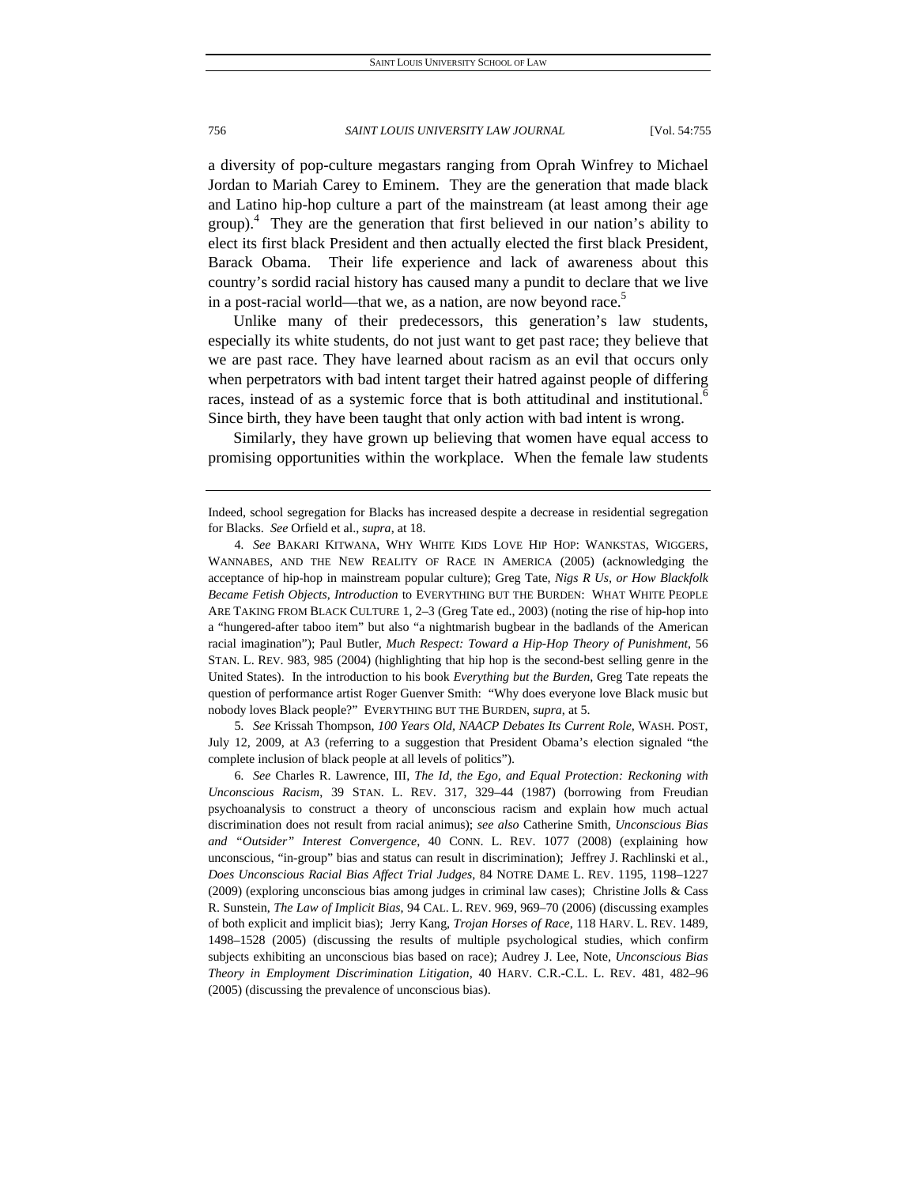a diversity of pop-culture megastars ranging from Oprah Winfrey to Michael Jordan to Mariah Carey to Eminem. They are the generation that made black and Latino hip-hop culture a part of the mainstream (at least among their age group).[4] They are the generation that first believed in our nation's ability to elect its first black President and then actually elected the first black President, Barack Obama. Their life experience and lack of awareness about this country's sordid racial history has caused many a pundit to declare that we live in a post-racial world—that we, as a nation, are now beyond race.[5]

Unlike many of their predecessors, this generation's law students, especially its white students, do not just want to get past race; they believe that we are past race. They have learned about racism as an evil that occurs only when perpetrators with bad intent target their hatred against people of differing races, instead of as a systemic force that is both attitudinal and institutional.[6] Since birth, they have been taught that only action with bad intent is wrong.

Similarly, they have grown up believing that women have equal access to promising opportunities within the workplace. When the female law students

---

Indeed, school segregation for Blacks has increased despite a decrease in residential segregation for Blacks. *See* Orfield et al., *supra*, at 18.

4. *See* BAKARI KITWANA, WHY WHITE KIDS LOVE HIP HOP: WANKSTAS, WIGGERS, WANNABES, AND THE NEW REALITY OF RACE IN AMERICA (2005) (acknowledging the acceptance of hip-hop in mainstream popular culture); Greg Tate, *Nigs R Us, or How Blackfolk Became Fetish Objects*, *Introduction* to EVERYTHING BUT THE BURDEN: WHAT WHITE PEOPLE ARE TAKING FROM BLACK CULTURE 1, 2–3 (Greg Tate ed., 2003) (noting the rise of hip-hop into a "hungered-after taboo item" but also "a nightmarish bugbear in the badlands of the American racial imagination"); Paul Butler, *Much Respect: Toward a Hip-Hop Theory of Punishment*, 56 STAN. L. REV. 983, 985 (2004) (highlighting that hip hop is the second-best selling genre in the United States). In the introduction to his book *Everything but the Burden*, Greg Tate repeats the question of performance artist Roger Guenver Smith: "Why does everyone love Black music but nobody loves Black people?" EVERYTHING BUT THE BURDEN, *supra*, at 5.

5. *See* Krissah Thompson, *100 Years Old, NAACP Debates Its Current Role*, WASH. POST, July 12, 2009, at A3 (referring to a suggestion that President Obama's election signaled "the complete inclusion of black people at all levels of politics").

6. *See* Charles R. Lawrence, III, *The Id, the Ego, and Equal Protection: Reckoning with Unconscious Racism*, 39 STAN. L. REV. 317, 329–44 (1987) (borrowing from Freudian psychoanalysis to construct a theory of unconscious racism and explain how much actual discrimination does not result from racial animus); *see also* Catherine Smith, *Unconscious Bias and "Outsider" Interest Convergence*, 40 CONN. L. REV. 1077 (2008) (explaining how unconscious, "in-group" bias and status can result in discrimination); Jeffrey J. Rachlinski et al., *Does Unconscious Racial Bias Affect Trial Judges*, 84 NOTRE DAME L. REV. 1195, 1198–1227 (2009) (exploring unconscious bias among judges in criminal law cases); Christine Jolls & Cass R. Sunstein, *The Law of Implicit Bias*, 94 CAL. L. REV. 969, 969–70 (2006) (discussing examples of both explicit and implicit bias); Jerry Kang, *Trojan Horses of Race*, 118 HARV. L. REV. 1489, 1498–1528 (2005) (discussing the results of multiple psychological studies, which confirm subjects exhibiting an unconscious bias based on race); Audrey J. Lee, Note, *Unconscious Bias Theory in Employment Discrimination Litigation*, 40 HARV. C.R.-C.L. L. REV. 481, 482–96 (2005) (discussing the prevalence of unconscious bias).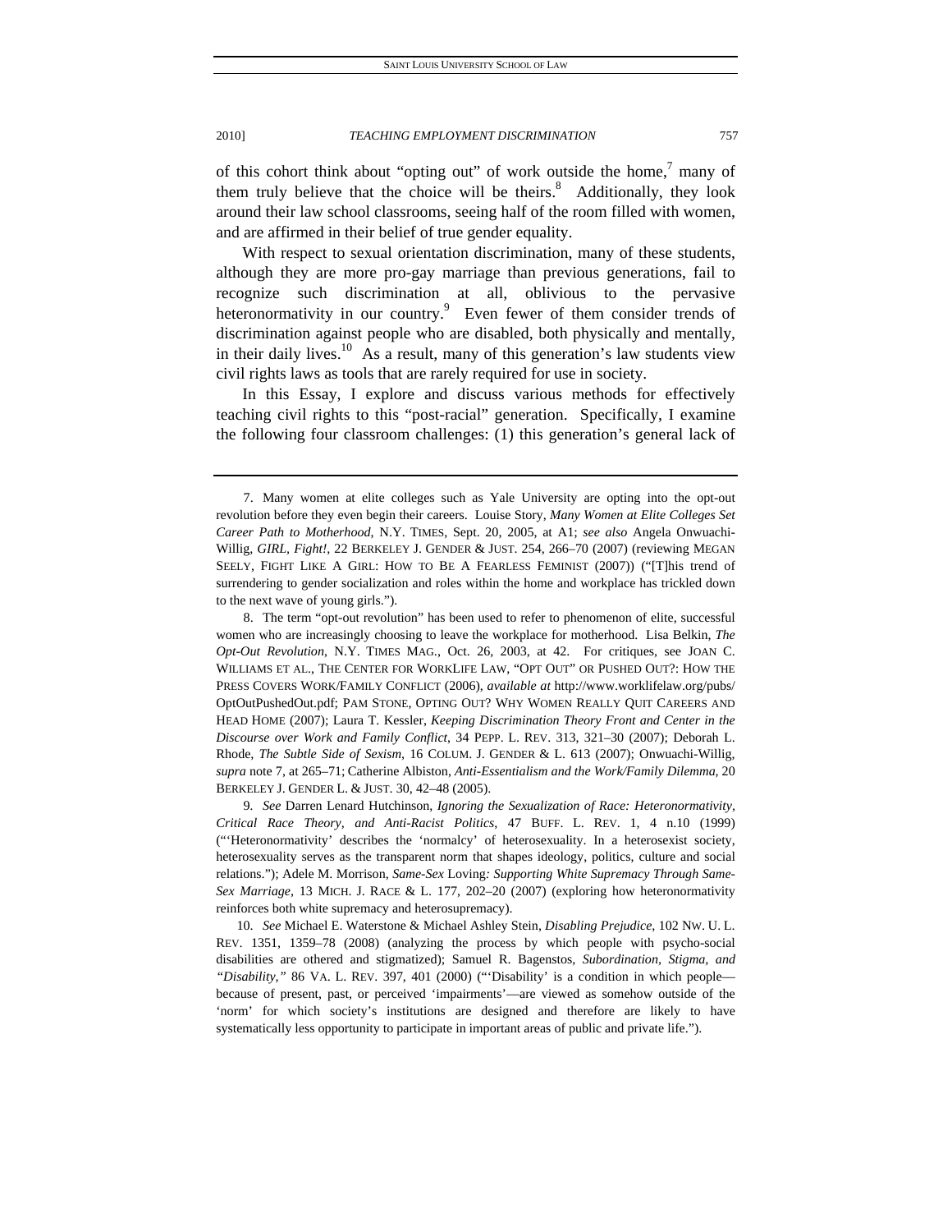of this cohort think about "opting out" of work outside the home,[7] many of them truly believe that the choice will be theirs.[8] Additionally, they look around their law school classrooms, seeing half of the room filled with women, and are affirmed in their belief of true gender equality.

With respect to sexual orientation discrimination, many of these students, although they are more pro-gay marriage than previous generations, fail to recognize such discrimination at all, oblivious to the pervasive heteronormativity in our country.[9] Even fewer of them consider trends of discrimination against people who are disabled, both physically and mentally, in their daily lives.[10] As a result, many of this generation's law students view civil rights laws as tools that are rarely required for use in society.

In this Essay, I explore and discuss various methods for effectively teaching civil rights to this "post-racial" generation. Specifically, I examine the following four classroom challenges: (1) this generation's general lack of

---

7. Many women at elite colleges such as Yale University are opting into the opt-out revolution before they even begin their careers. Louise Story, *Many Women at Elite Colleges Set Career Path to Motherhood*, N.Y. TIMES, Sept. 20, 2005, at A1; *see also* Angela Onwuachi-Willig, *GIRL, Fight!*, 22 BERKELEY J. GENDER & JUST. 254, 266–70 (2007) (reviewing MEGAN SEELY, FIGHT LIKE A GIRL: HOW TO BE A FEARLESS FEMINIST (2007)) ("[T]his trend of surrendering to gender socialization and roles within the home and workplace has trickled down to the next wave of young girls.").

8. The term "opt-out revolution" has been used to refer to phenomenon of elite, successful women who are increasingly choosing to leave the workplace for motherhood. Lisa Belkin, *The Opt-Out Revolution*, N.Y. TIMES MAG., Oct. 26, 2003, at 42. For critiques, see JOAN C. WILLIAMS ET AL., THE CENTER FOR WORKLIFE LAW, "OPT OUT" OR PUSHED OUT?: HOW THE PRESS COVERS WORK/FAMILY CONFLICT (2006), *available at* http://www.worklifelaw.org/pubs/OptOutPushedOut.pdf; PAM STONE, OPTING OUT? WHY WOMEN REALLY QUIT CAREERS AND HEAD HOME (2007); Laura T. Kessler, *Keeping Discrimination Theory Front and Center in the Discourse over Work and Family Conflict*, 34 PEPP. L. REV. 313, 321–30 (2007); Deborah L. Rhode, *The Subtle Side of Sexism*, 16 COLUM. J. GENDER & L. 613 (2007); Onwuachi-Willig, *supra* note 7, at 265–71; Catherine Albiston, *Anti-Essentialism and the Work/Family Dilemma*, 20 BERKELEY J. GENDER L. & JUST. 30, 42–48 (2005).

9. *See* Darren Lenard Hutchinson, *Ignoring the Sexualization of Race: Heteronormativity, Critical Race Theory, and Anti-Racist Politics*, 47 BUFF. L. REV. 1, 4 n.10 (1999) ("'Heteronormativity' describes the 'normalcy' of heterosexuality. In a heterosexist society, heterosexuality serves as the transparent norm that shapes ideology, politics, culture and social relations."); Adele M. Morrison, *Same-Sex* Loving*: Supporting White Supremacy Through Same-Sex Marriage*, 13 MICH. J. RACE & L. 177, 202–20 (2007) (exploring how heteronormativity reinforces both white supremacy and heterosupremacy).

10. *See* Michael E. Waterstone & Michael Ashley Stein, *Disabling Prejudice*, 102 NW. U. L. REV. 1351, 1359–78 (2008) (analyzing the process by which people with psycho-social disabilities are othered and stigmatized); Samuel R. Bagenstos, *Subordination, Stigma, and "Disability*,*"* 86 VA. L. REV. 397, 401 (2000) ("'Disability' is a condition in which people—because of present, past, or perceived 'impairments'—are viewed as somehow outside of the 'norm' for which society's institutions are designed and therefore are likely to have systematically less opportunity to participate in important areas of public and private life.").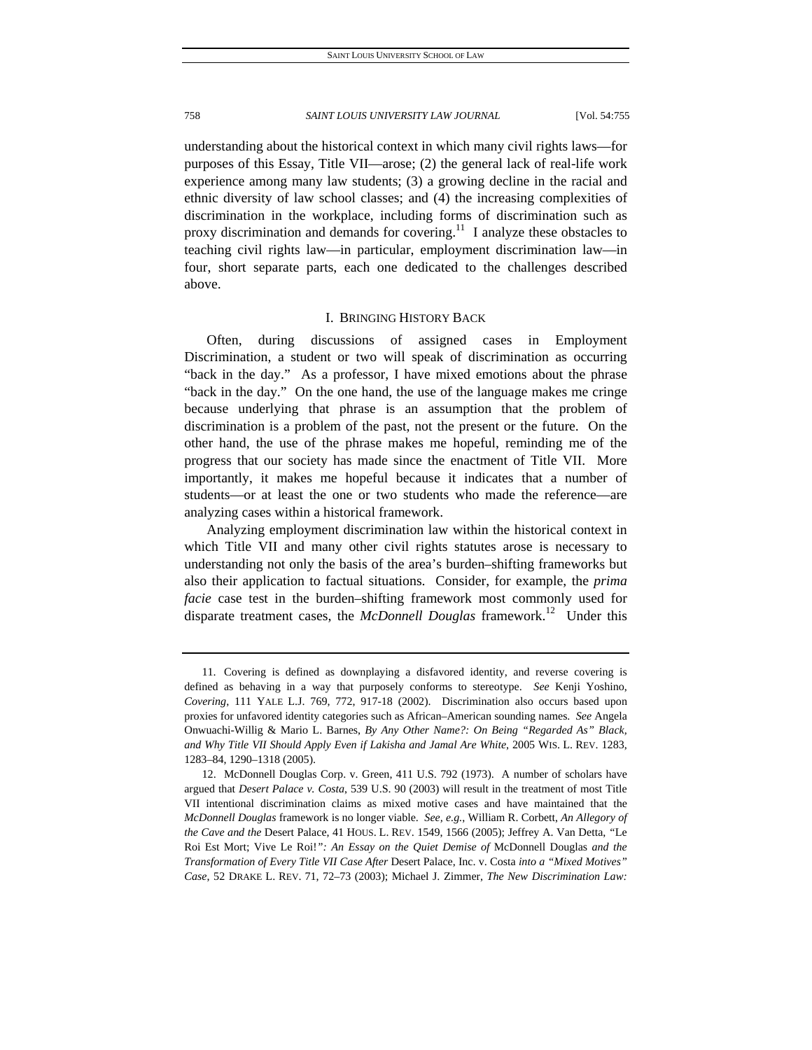understanding about the historical context in which many civil rights laws—for purposes of this Essay, Title VII—arose; (2) the general lack of real-life work experience among many law students; (3) a growing decline in the racial and ethnic diversity of law school classes; and (4) the increasing complexities of discrimination in the workplace, including forms of discrimination such as proxy discrimination and demands for covering.[11] I analyze these obstacles to teaching civil rights law—in particular, employment discrimination law—in four, short separate parts, each one dedicated to the challenges described above.

## I. BRINGING HISTORY BACK

Often, during discussions of assigned cases in Employment Discrimination, a student or two will speak of discrimination as occurring "back in the day." As a professor, I have mixed emotions about the phrase "back in the day." On the one hand, the use of the language makes me cringe because underlying that phrase is an assumption that the problem of discrimination is a problem of the past, not the present or the future. On the other hand, the use of the phrase makes me hopeful, reminding me of the progress that our society has made since the enactment of Title VII. More importantly, it makes me hopeful because it indicates that a number of students—or at least the one or two students who made the reference—are analyzing cases within a historical framework.

Analyzing employment discrimination law within the historical context in which Title VII and many other civil rights statutes arose is necessary to understanding not only the basis of the area's burden–shifting frameworks but also their application to factual situations. Consider, for example, the *prima facie* case test in the burden–shifting framework most commonly used for disparate treatment cases, the *McDonnell Douglas* framework.[12] Under this

---

11. Covering is defined as downplaying a disfavored identity, and reverse covering is defined as behaving in a way that purposely conforms to stereotype. *See* Kenji Yoshino, *Covering*, 111 YALE L.J. 769, 772, 917-18 (2002). Discrimination also occurs based upon proxies for unfavored identity categories such as African–American sounding names. *See* Angela Onwuachi-Willig & Mario L. Barnes, *By Any Other Name?: On Being "Regarded As" Black, and Why Title VII Should Apply Even if Lakisha and Jamal Are White*, 2005 WIS. L. REV. 1283, 1283–84, 1290–1318 (2005).

12. McDonnell Douglas Corp. v. Green, 411 U.S. 792 (1973). A number of scholars have argued that *Desert Palace v. Costa*, 539 U.S. 90 (2003) will result in the treatment of most Title VII intentional discrimination claims as mixed motive cases and have maintained that the *McDonnell Douglas* framework is no longer viable. *See, e.g.*, William R. Corbett, *An Allegory of the Cave and the* Desert Palace, 41 HOUS. L. REV. 1549, 1566 (2005); Jeffrey A. Van Detta, *"Le Roi Est Mort; Vive Le Roi!": An Essay on the Quiet Demise of* McDonnell Douglas *and the Transformation of Every Title VII Case After* Desert Palace, Inc. v. Costa *into a "Mixed Motives" Case*, 52 DRAKE L. REV. 71, 72–73 (2003); Michael J. Zimmer, *The New Discrimination Law:*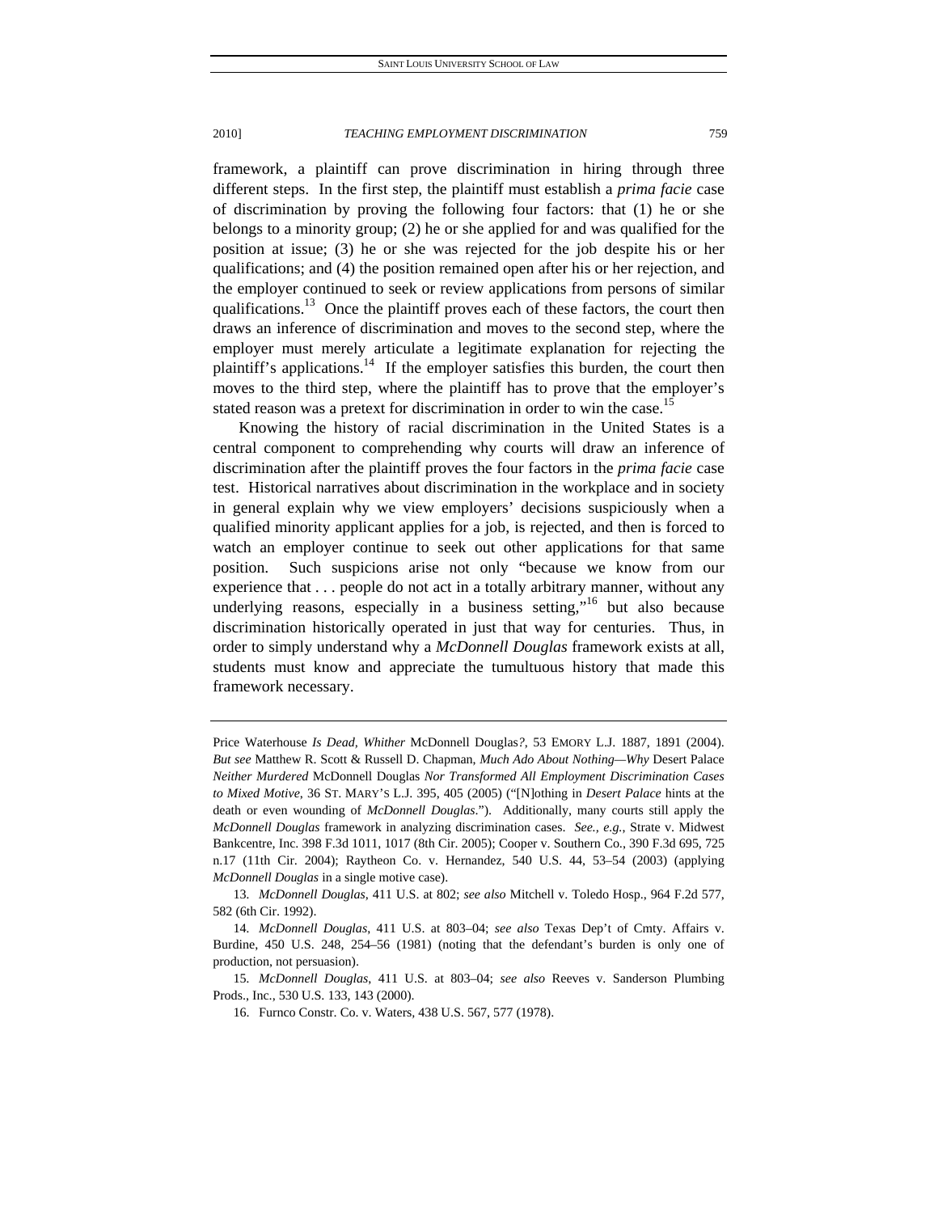framework, a plaintiff can prove discrimination in hiring through three different steps. In the first step, the plaintiff must establish a *prima facie* case of discrimination by proving the following four factors: that (1) he or she belongs to a minority group; (2) he or she applied for and was qualified for the position at issue; (3) he or she was rejected for the job despite his or her qualifications; and (4) the position remained open after his or her rejection, and the employer continued to seek or review applications from persons of similar qualifications.[13] Once the plaintiff proves each of these factors, the court then draws an inference of discrimination and moves to the second step, where the employer must merely articulate a legitimate explanation for rejecting the plaintiff's applications.[14] If the employer satisfies this burden, the court then moves to the third step, where the plaintiff has to prove that the employer's stated reason was a pretext for discrimination in order to win the case.[15]

Knowing the history of racial discrimination in the United States is a central component to comprehending why courts will draw an inference of discrimination after the plaintiff proves the four factors in the *prima facie* case test. Historical narratives about discrimination in the workplace and in society in general explain why we view employers' decisions suspiciously when a qualified minority applicant applies for a job, is rejected, and then is forced to watch an employer continue to seek out other applications for that same position. Such suspicions arise not only "because we know from our experience that . . . people do not act in a totally arbitrary manner, without any underlying reasons, especially in a business setting,"[16] but also because discrimination historically operated in just that way for centuries. Thus, in order to simply understand why a *McDonnell Douglas* framework exists at all, students must know and appreciate the tumultuous history that made this framework necessary.

---

Price Waterhouse *Is Dead, Whither* McDonnell Douglas*?*, 53 EMORY L.J. 1887, 1891 (2004). *But see* Matthew R. Scott & Russell D. Chapman, *Much Ado About Nothing—Why* Desert Palace *Neither Murdered* McDonnell Douglas *Nor Transformed All Employment Discrimination Cases to Mixed Motive*, 36 ST. MARY'S L.J. 395, 405 (2005) ("[N]othing in *Desert Palace* hints at the death or even wounding of *McDonnell Douglas*."). Additionally, many courts still apply the *McDonnell Douglas* framework in analyzing discrimination cases. *See, e.g.*, Strate v. Midwest Bankcentre, Inc. 398 F.3d 1011, 1017 (8th Cir. 2005); Cooper v. Southern Co., 390 F.3d 695, 725 n.17 (11th Cir. 2004); Raytheon Co. v. Hernandez, 540 U.S. 44, 53–54 (2003) (applying *McDonnell Douglas* in a single motive case).

13. *McDonnell Douglas*, 411 U.S. at 802; *see also* Mitchell v. Toledo Hosp., 964 F.2d 577, 582 (6th Cir. 1992).

14. *McDonnell Douglas*, 411 U.S. at 803–04; *see also* Texas Dep't of Cmty. Affairs v. Burdine, 450 U.S. 248, 254–56 (1981) (noting that the defendant's burden is only one of production, not persuasion).

15. *McDonnell Douglas*, 411 U.S. at 803–04; *see also* Reeves v. Sanderson Plumbing Prods., Inc., 530 U.S. 133, 143 (2000).

16. Furnco Constr. Co. v. Waters, 438 U.S. 567, 577 (1978).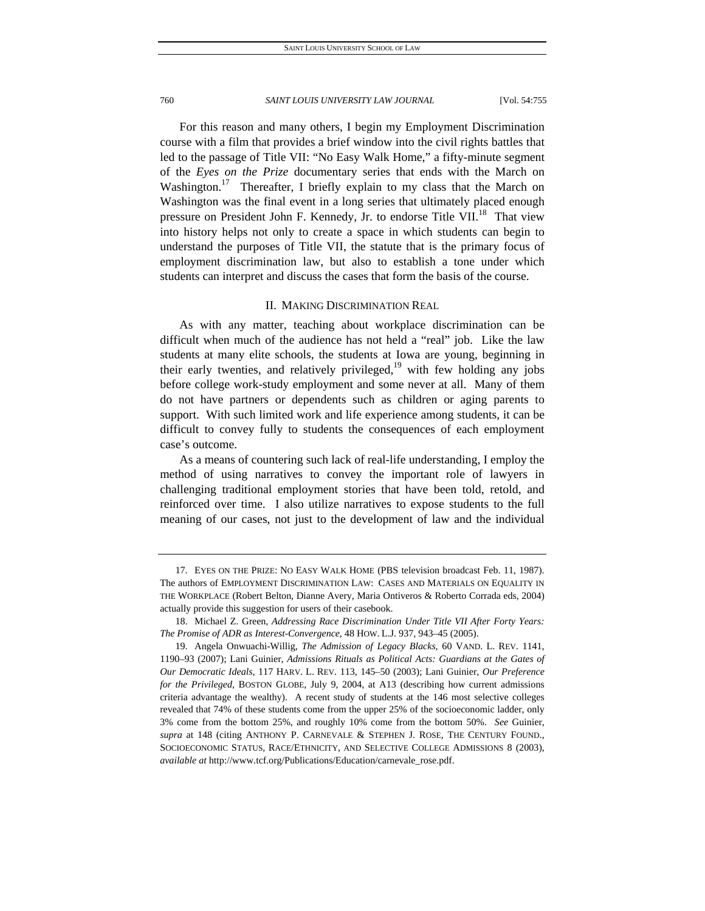For this reason and many others, I begin my Employment Discrimination course with a film that provides a brief window into the civil rights battles that led to the passage of Title VII: "No Easy Walk Home," a fifty-minute segment of the *Eyes on the Prize* documentary series that ends with the March on Washington.[17] Thereafter, I briefly explain to my class that the March on Washington was the final event in a long series that ultimately placed enough pressure on President John F. Kennedy, Jr. to endorse Title VII.[18] That view into history helps not only to create a space in which students can begin to understand the purposes of Title VII, the statute that is the primary focus of employment discrimination law, but also to establish a tone under which students can interpret and discuss the cases that form the basis of the course.

## II. MAKING DISCRIMINATION REAL

As with any matter, teaching about workplace discrimination can be difficult when much of the audience has not held a "real" job. Like the law students at many elite schools, the students at Iowa are young, beginning in their early twenties, and relatively privileged,[19] with few holding any jobs before college work-study employment and some never at all. Many of them do not have partners or dependents such as children or aging parents to support. With such limited work and life experience among students, it can be difficult to convey fully to students the consequences of each employment case's outcome.

As a means of countering such lack of real-life understanding, I employ the method of using narratives to convey the important role of lawyers in challenging traditional employment stories that have been told, retold, and reinforced over time. I also utilize narratives to expose students to the full meaning of our cases, not just to the development of law and the individual

---

17. EYES ON THE PRIZE: NO EASY WALK HOME (PBS television broadcast Feb. 11, 1987). The authors of EMPLOYMENT DISCRIMINATION LAW: CASES AND MATERIALS ON EQUALITY IN THE WORKPLACE (Robert Belton, Dianne Avery, Maria Ontiveros & Roberto Corrada eds, 2004) actually provide this suggestion for users of their casebook.

18. Michael Z. Green, *Addressing Race Discrimination Under Title VII After Forty Years: The Promise of ADR as Interest-Convergence*, 48 HOW. L.J. 937, 943–45 (2005).

19. Angela Onwuachi-Willig, *The Admission of Legacy Blacks*, 60 VAND. L. REV. 1141, 1190–93 (2007); Lani Guinier, *Admissions Rituals as Political Acts: Guardians at the Gates of Our Democratic Ideals*, 117 HARV. L. REV. 113, 145–50 (2003); Lani Guinier, *Our Preference for the Privileged*, BOSTON GLOBE, July 9, 2004, at A13 (describing how current admissions criteria advantage the wealthy). A recent study of students at the 146 most selective colleges revealed that 74% of these students come from the upper 25% of the socioeconomic ladder, only 3% come from the bottom 25%, and roughly 10% come from the bottom 50%. *See* Guinier, *supra* at 148 (citing ANTHONY P. CARNEVALE & STEPHEN J. ROSE, THE CENTURY FOUND., SOCIOECONOMIC STATUS, RACE/ETHNICITY, AND SELECTIVE COLLEGE ADMISSIONS 8 (2003), *available at* http://www.tcf.org/Publications/Education/carnevale_rose.pdf.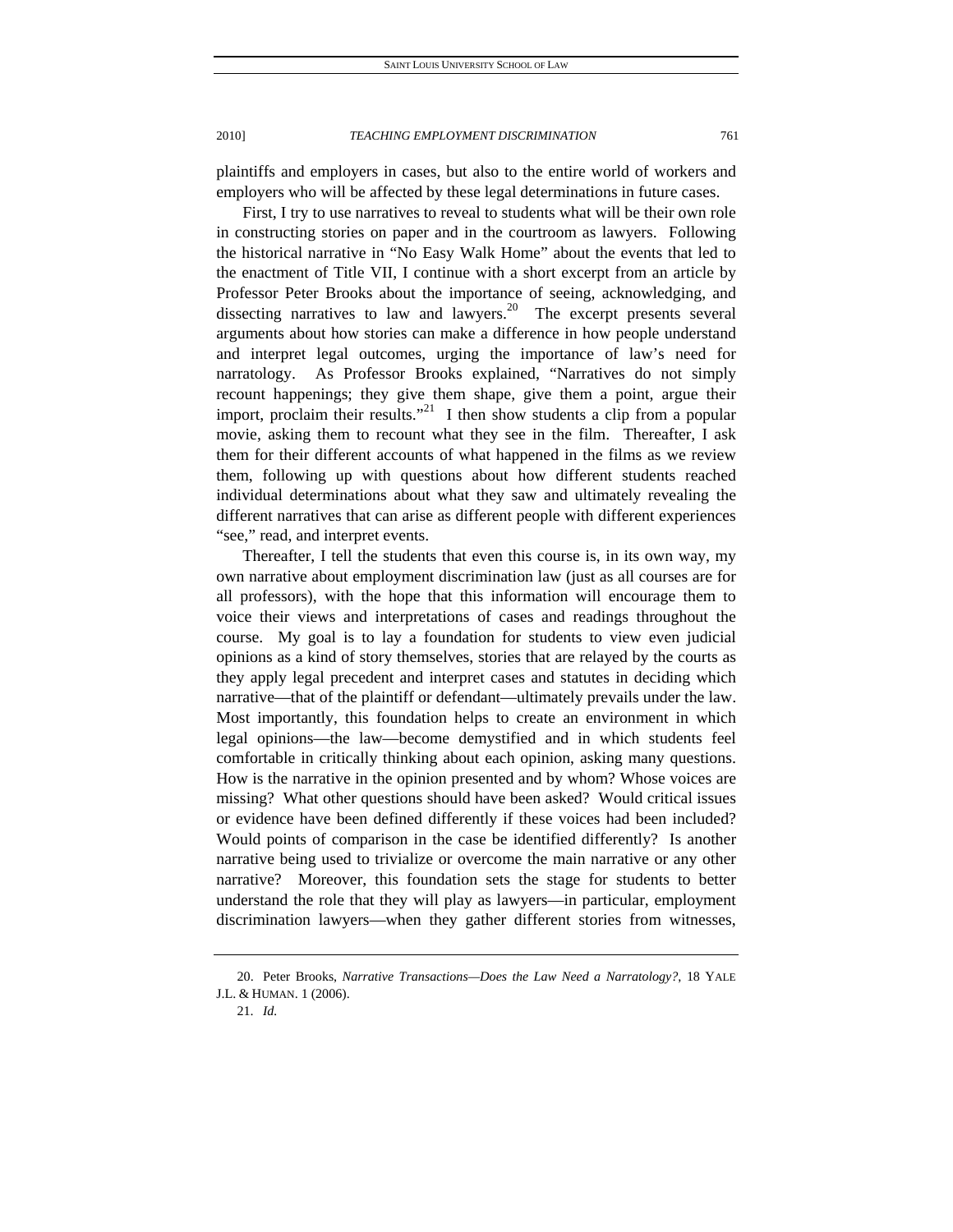plaintiffs and employers in cases, but also to the entire world of workers and employers who will be affected by these legal determinations in future cases.

First, I try to use narratives to reveal to students what will be their own role in constructing stories on paper and in the courtroom as lawyers. Following the historical narrative in "No Easy Walk Home" about the events that led to the enactment of Title VII, I continue with a short excerpt from an article by Professor Peter Brooks about the importance of seeing, acknowledging, and dissecting narratives to law and lawyers.[20] The excerpt presents several arguments about how stories can make a difference in how people understand and interpret legal outcomes, urging the importance of law's need for narratology. As Professor Brooks explained, "Narratives do not simply recount happenings; they give them shape, give them a point, argue their import, proclaim their results."[21] I then show students a clip from a popular movie, asking them to recount what they see in the film. Thereafter, I ask them for their different accounts of what happened in the films as we review them, following up with questions about how different students reached individual determinations about what they saw and ultimately revealing the different narratives that can arise as different people with different experiences "see," read, and interpret events.

Thereafter, I tell the students that even this course is, in its own way, my own narrative about employment discrimination law (just as all courses are for all professors), with the hope that this information will encourage them to voice their views and interpretations of cases and readings throughout the course. My goal is to lay a foundation for students to view even judicial opinions as a kind of story themselves, stories that are relayed by the courts as they apply legal precedent and interpret cases and statutes in deciding which narrative—that of the plaintiff or defendant—ultimately prevails under the law. Most importantly, this foundation helps to create an environment in which legal opinions—the law—become demystified and in which students feel comfortable in critically thinking about each opinion, asking many questions. How is the narrative in the opinion presented and by whom? Whose voices are missing? What other questions should have been asked? Would critical issues or evidence have been defined differently if these voices had been included? Would points of comparison in the case be identified differently? Is another narrative being used to trivialize or overcome the main narrative or any other narrative? Moreover, this foundation sets the stage for students to better understand the role that they will play as lawyers—in particular, employment discrimination lawyers—when they gather different stories from witnesses,

---

20. Peter Brooks, *Narrative Transactions—Does the Law Need a Narratology?*, 18 YALE J.L. & HUMAN. 1 (2006).

21. *Id.*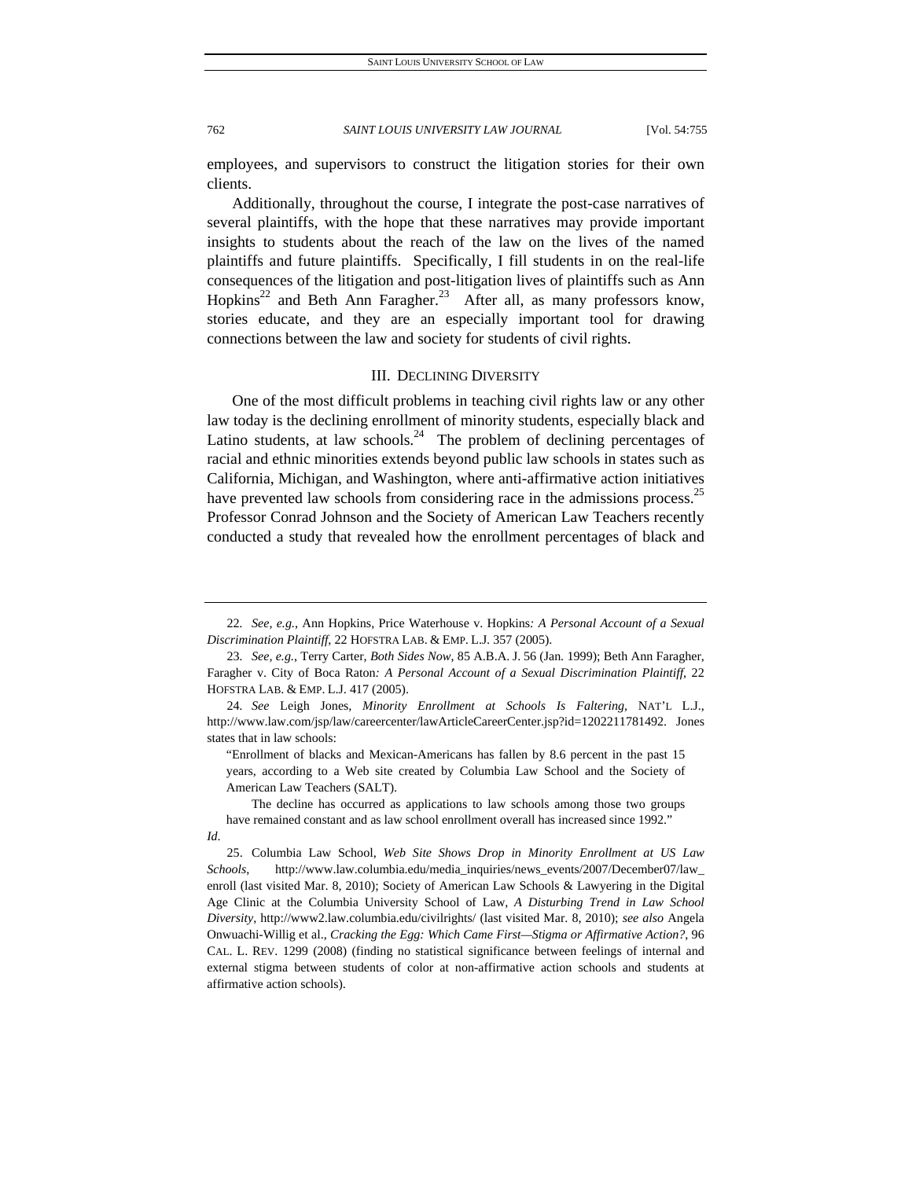employees, and supervisors to construct the litigation stories for their own clients.

Additionally, throughout the course, I integrate the post-case narratives of several plaintiffs, with the hope that these narratives may provide important insights to students about the reach of the law on the lives of the named plaintiffs and future plaintiffs. Specifically, I fill students in on the real-life consequences of the litigation and post-litigation lives of plaintiffs such as Ann Hopkins[22] and Beth Ann Faragher.[23] After all, as many professors know, stories educate, and they are an especially important tool for drawing connections between the law and society for students of civil rights.

## III. DECLINING DIVERSITY

One of the most difficult problems in teaching civil rights law or any other law today is the declining enrollment of minority students, especially black and Latino students, at law schools.[24] The problem of declining percentages of racial and ethnic minorities extends beyond public law schools in states such as California, Michigan, and Washington, where anti-affirmative action initiatives have prevented law schools from considering race in the admissions process.[25] Professor Conrad Johnson and the Society of American Law Teachers recently conducted a study that revealed how the enrollment percentages of black and

---

22. *See, e.g.*, Ann Hopkins, Price Waterhouse v. Hopkins*: A Personal Account of a Sexual Discrimination Plaintiff*, 22 HOFSTRA LAB. & EMP. L.J. 357 (2005).

23. *See, e.g.*, Terry Carter, *Both Sides Now*, 85 A.B.A. J. 56 (Jan. 1999); Beth Ann Faragher, Faragher v. City of Boca Raton*: A Personal Account of a Sexual Discrimination Plaintiff*, 22 HOFSTRA LAB. & EMP. L.J. 417 (2005).

24. *See* Leigh Jones, *Minority Enrollment at Schools Is Faltering*, NAT'L L.J., http://www.law.com/jsp/law/careercenter/lawArticleCareerCenter.jsp?id=1202211781492. Jones states that in law schools:

> "Enrollment of blacks and Mexican-Americans has fallen by 8.6 percent in the past 15 years, according to a Web site created by Columbia Law School and the Society of American Law Teachers (SALT).
>
> The decline has occurred as applications to law schools among those two groups have remained constant and as law school enrollment overall has increased since 1992."

*Id.*

25. Columbia Law School, *Web Site Shows Drop in Minority Enrollment at US Law Schools*, http://www.law.columbia.edu/media_inquiries/news_events/2007/December07/law_enroll (last visited Mar. 8, 2010); Society of American Law Schools & Lawyering in the Digital Age Clinic at the Columbia University School of Law, *A Disturbing Trend in Law School Diversity*, http://www2.law.columbia.edu/civilrights/ (last visited Mar. 8, 2010); *see also* Angela Onwuachi-Willig et al., *Cracking the Egg: Which Came First—Stigma or Affirmative Action?*, 96 CAL. L. REV. 1299 (2008) (finding no statistical significance between feelings of internal and external stigma between students of color at non-affirmative action schools and students at affirmative action schools).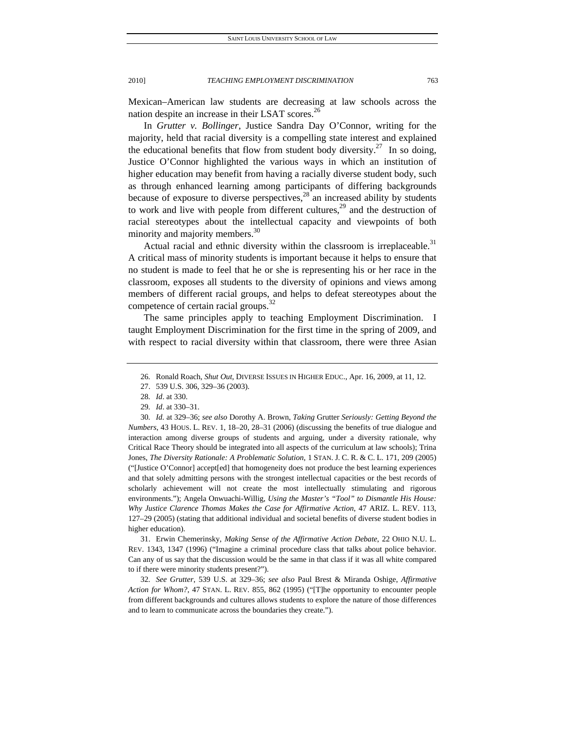Mexican–American law students are decreasing at law schools across the nation despite an increase in their LSAT scores.[26]

In *Grutter v. Bollinger*, Justice Sandra Day O'Connor, writing for the majority, held that racial diversity is a compelling state interest and explained the educational benefits that flow from student body diversity.[27] In so doing, Justice O'Connor highlighted the various ways in which an institution of higher education may benefit from having a racially diverse student body, such as through enhanced learning among participants of differing backgrounds because of exposure to diverse perspectives,[28] an increased ability by students to work and live with people from different cultures,[29] and the destruction of racial stereotypes about the intellectual capacity and viewpoints of both minority and majority members.[30]

Actual racial and ethnic diversity within the classroom is irreplaceable.[31] A critical mass of minority students is important because it helps to ensure that no student is made to feel that he or she is representing his or her race in the classroom, exposes all students to the diversity of opinions and views among members of different racial groups, and helps to defeat stereotypes about the competence of certain racial groups.[32]

The same principles apply to teaching Employment Discrimination. I taught Employment Discrimination for the first time in the spring of 2009, and with respect to racial diversity within that classroom, there were three Asian

---

26. Ronald Roach, *Shut Out*, DIVERSE ISSUES IN HIGHER EDUC., Apr. 16, 2009, at 11, 12.

27. 539 U.S. 306, 329–36 (2003).

28. *Id*. at 330.

29. *Id*. at 330–31.

30. *Id.* at 329–36; *see also* Dorothy A. Brown, *Taking* Grutter *Seriously: Getting Beyond the Numbers*, 43 HOUS. L. REV. 1, 18–20, 28–31 (2006) (discussing the benefits of true dialogue and interaction among diverse groups of students and arguing, under a diversity rationale, why Critical Race Theory should be integrated into all aspects of the curriculum at law schools); Trina Jones, *The Diversity Rationale: A Problematic Solution*, 1 STAN. J. C. R. & C. L. 171, 209 (2005) ("[Justice O'Connor] accept[ed] that homogeneity does not produce the best learning experiences and that solely admitting persons with the strongest intellectual capacities or the best records of scholarly achievement will not create the most intellectually stimulating and rigorous environments."); Angela Onwuachi-Willig, *Using the Master's "Tool" to Dismantle His House: Why Justice Clarence Thomas Makes the Case for Affirmative Action*, 47 ARIZ. L. REV. 113, 127–29 (2005) (stating that additional individual and societal benefits of diverse student bodies in higher education).

31. Erwin Chemerinsky, *Making Sense of the Affirmative Action Debate*, 22 OHIO N.U. L. REV. 1343, 1347 (1996) ("Imagine a criminal procedure class that talks about police behavior. Can any of us say that the discussion would be the same in that class if it was all white compared to if there were minority students present?").

32. *See Grutter*, 539 U.S. at 329–36; *see also* Paul Brest & Miranda Oshige, *Affirmative Action for Whom?*, 47 STAN. L. REV. 855, 862 (1995) ("[T]he opportunity to encounter people from different backgrounds and cultures allows students to explore the nature of those differences and to learn to communicate across the boundaries they create.").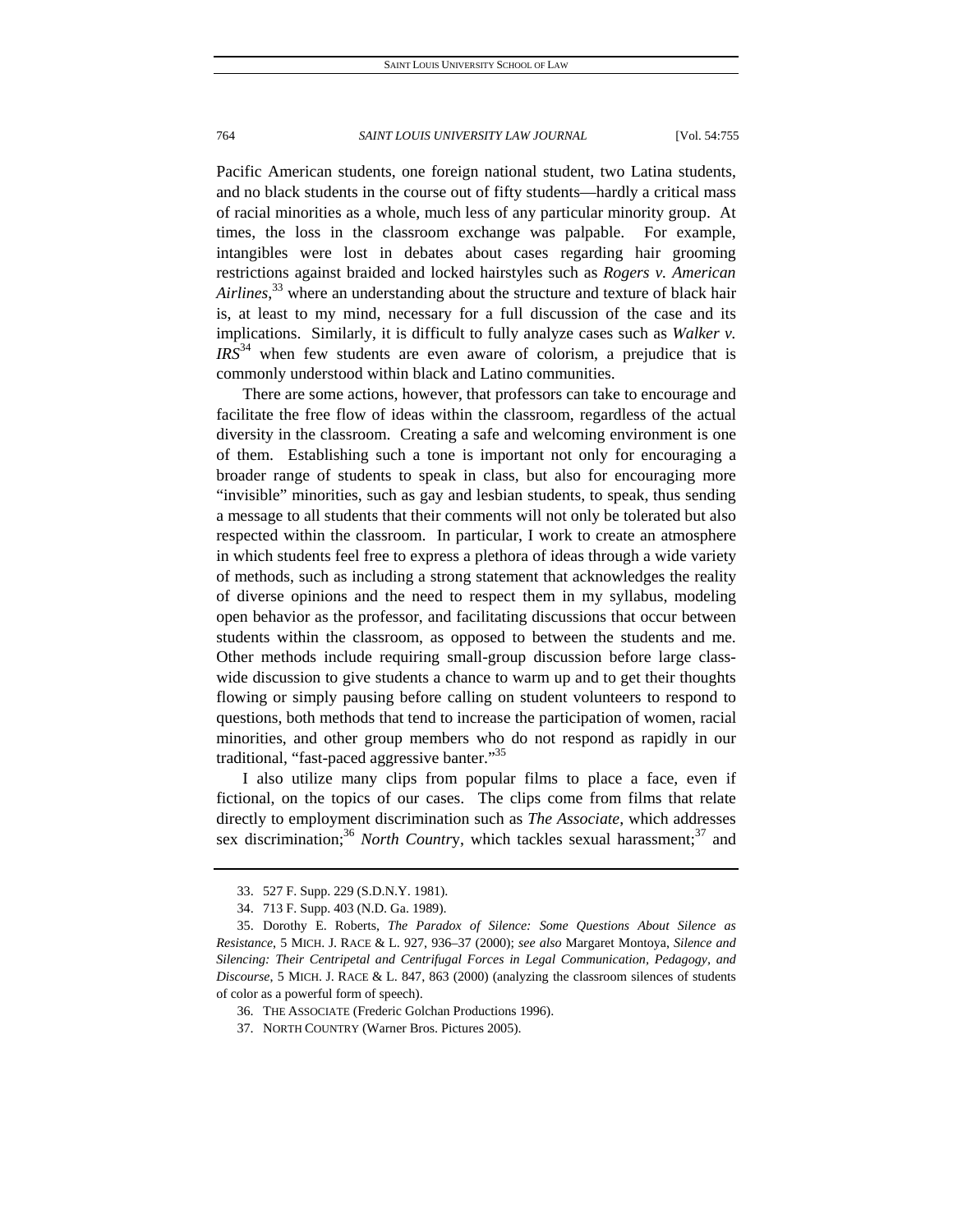Pacific American students, one foreign national student, two Latina students, and no black students in the course out of fifty students—hardly a critical mass of racial minorities as a whole, much less of any particular minority group. At times, the loss in the classroom exchange was palpable. For example, intangibles were lost in debates about cases regarding hair grooming restrictions against braided and locked hairstyles such as *Rogers v. American Airlines*,[33] where an understanding about the structure and texture of black hair is, at least to my mind, necessary for a full discussion of the case and its implications. Similarly, it is difficult to fully analyze cases such as *Walker v. IRS*[34] when few students are even aware of colorism, a prejudice that is commonly understood within black and Latino communities.

There are some actions, however, that professors can take to encourage and facilitate the free flow of ideas within the classroom, regardless of the actual diversity in the classroom. Creating a safe and welcoming environment is one of them. Establishing such a tone is important not only for encouraging a broader range of students to speak in class, but also for encouraging more "invisible" minorities, such as gay and lesbian students, to speak, thus sending a message to all students that their comments will not only be tolerated but also respected within the classroom. In particular, I work to create an atmosphere in which students feel free to express a plethora of ideas through a wide variety of methods, such as including a strong statement that acknowledges the reality of diverse opinions and the need to respect them in my syllabus, modeling open behavior as the professor, and facilitating discussions that occur between students within the classroom, as opposed to between the students and me. Other methods include requiring small-group discussion before large class-wide discussion to give students a chance to warm up and to get their thoughts flowing or simply pausing before calling on student volunteers to respond to questions, both methods that tend to increase the participation of women, racial minorities, and other group members who do not respond as rapidly in our traditional, "fast-paced aggressive banter."[35]

I also utilize many clips from popular films to place a face, even if fictional, on the topics of our cases. The clips come from films that relate directly to employment discrimination such as *The Associate*, which addresses sex discrimination;[36] *North Country*, which tackles sexual harassment;[37] and

33. 527 F. Supp. 229 (S.D.N.Y. 1981).

34. 713 F. Supp. 403 (N.D. Ga. 1989).

35. Dorothy E. Roberts, *The Paradox of Silence: Some Questions About Silence as Resistance*, 5 MICH. J. RACE & L. 927, 936–37 (2000); *see also* Margaret Montoya, *Silence and Silencing: Their Centripetal and Centrifugal Forces in Legal Communication, Pedagogy, and Discourse*, 5 MICH. J. RACE & L. 847, 863 (2000) (analyzing the classroom silences of students of color as a powerful form of speech).

36. THE ASSOCIATE (Frederic Golchan Productions 1996).

37. NORTH COUNTRY (Warner Bros. Pictures 2005).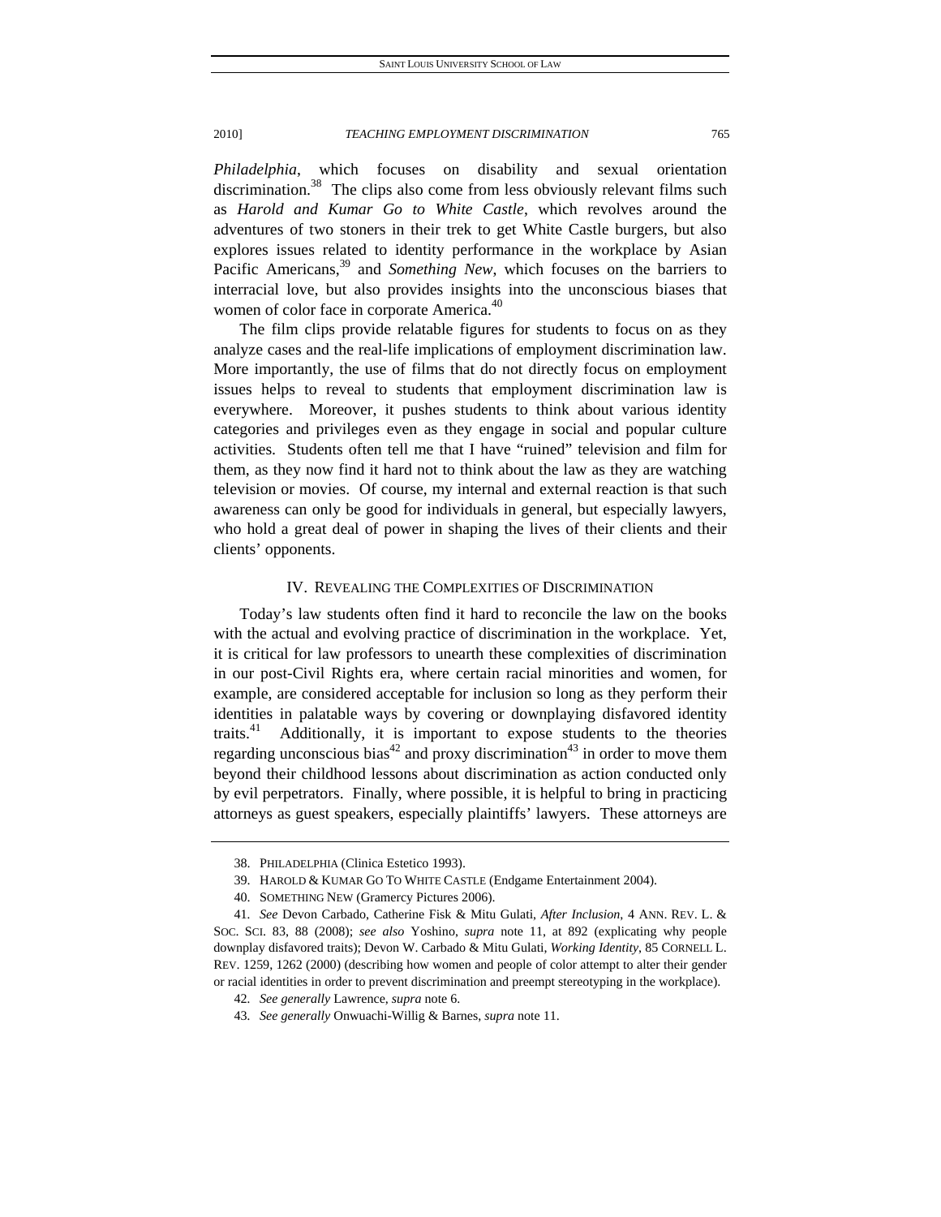*Philadelphia*, which focuses on disability and sexual orientation discrimination.[38] The clips also come from less obviously relevant films such as *Harold and Kumar Go to White Castle*, which revolves around the adventures of two stoners in their trek to get White Castle burgers, but also explores issues related to identity performance in the workplace by Asian Pacific Americans,[39] and *Something New*, which focuses on the barriers to interracial love, but also provides insights into the unconscious biases that women of color face in corporate America.[40]

The film clips provide relatable figures for students to focus on as they analyze cases and the real-life implications of employment discrimination law. More importantly, the use of films that do not directly focus on employment issues helps to reveal to students that employment discrimination law is everywhere. Moreover, it pushes students to think about various identity categories and privileges even as they engage in social and popular culture activities. Students often tell me that I have "ruined" television and film for them, as they now find it hard not to think about the law as they are watching television or movies. Of course, my internal and external reaction is that such awareness can only be good for individuals in general, but especially lawyers, who hold a great deal of power in shaping the lives of their clients and their clients' opponents.

## IV. REVEALING THE COMPLEXITIES OF DISCRIMINATION

Today's law students often find it hard to reconcile the law on the books with the actual and evolving practice of discrimination in the workplace. Yet, it is critical for law professors to unearth these complexities of discrimination in our post-Civil Rights era, where certain racial minorities and women, for example, are considered acceptable for inclusion so long as they perform their identities in palatable ways by covering or downplaying disfavored identity traits.[41] Additionally, it is important to expose students to the theories regarding unconscious bias[42] and proxy discrimination[43] in order to move them beyond their childhood lessons about discrimination as action conducted only by evil perpetrators. Finally, where possible, it is helpful to bring in practicing attorneys as guest speakers, especially plaintiffs' lawyers. These attorneys are

---

38. PHILADELPHIA (Clinica Estetico 1993).

39. HAROLD & KUMAR GO TO WHITE CASTLE (Endgame Entertainment 2004).

40. SOMETHING NEW (Gramercy Pictures 2006).

41. *See* Devon Carbado, Catherine Fisk & Mitu Gulati, *After Inclusion*, 4 ANN. REV. L. & SOC. SCI. 83, 88 (2008); *see also* Yoshino, *supra* note 11, at 892 (explicating why people downplay disfavored traits); Devon W. Carbado & Mitu Gulati, *Working Identity*, 85 CORNELL L. REV. 1259, 1262 (2000) (describing how women and people of color attempt to alter their gender or racial identities in order to prevent discrimination and preempt stereotyping in the workplace).

42. *See generally* Lawrence, *supra* note 6.

43. *See generally* Onwuachi-Willig & Barnes, *supra* note 11.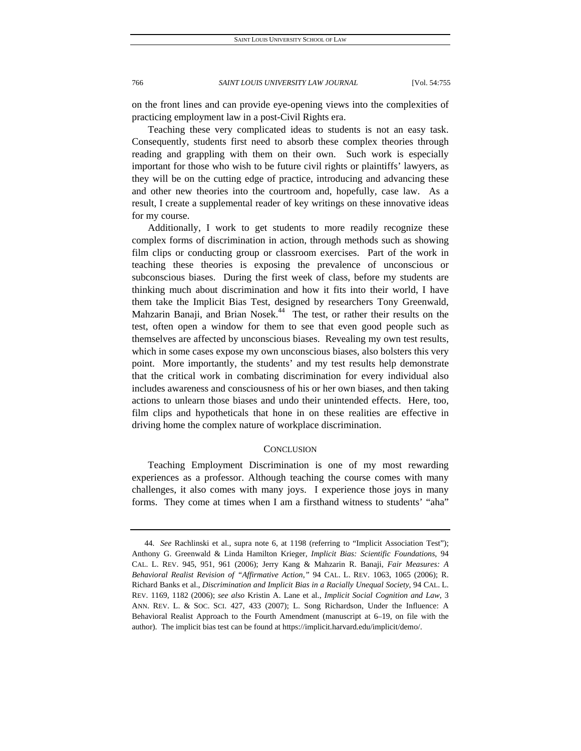on the front lines and can provide eye-opening views into the complexities of practicing employment law in a post-Civil Rights era.

Teaching these very complicated ideas to students is not an easy task. Consequently, students first need to absorb these complex theories through reading and grappling with them on their own. Such work is especially important for those who wish to be future civil rights or plaintiffs' lawyers, as they will be on the cutting edge of practice, introducing and advancing these and other new theories into the courtroom and, hopefully, case law. As a result, I create a supplemental reader of key writings on these innovative ideas for my course.

Additionally, I work to get students to more readily recognize these complex forms of discrimination in action, through methods such as showing film clips or conducting group or classroom exercises. Part of the work in teaching these theories is exposing the prevalence of unconscious or subconscious biases. During the first week of class, before my students are thinking much about discrimination and how it fits into their world, I have them take the Implicit Bias Test, designed by researchers Tony Greenwald, Mahzarin Banaji, and Brian Nosek.[44] The test, or rather their results on the test, often open a window for them to see that even good people such as themselves are affected by unconscious biases. Revealing my own test results, which in some cases expose my own unconscious biases, also bolsters this very point. More importantly, the students' and my test results help demonstrate that the critical work in combating discrimination for every individual also includes awareness and consciousness of his or her own biases, and then taking actions to unlearn those biases and undo their unintended effects. Here, too, film clips and hypotheticals that hone in on these realities are effective in driving home the complex nature of workplace discrimination.

## CONCLUSION

Teaching Employment Discrimination is one of my most rewarding experiences as a professor. Although teaching the course comes with many challenges, it also comes with many joys. I experience those joys in many forms. They come at times when I am a firsthand witness to students' "aha"

---

44. *See* Rachlinski et al., supra note 6, at 1198 (referring to "Implicit Association Test"); Anthony G. Greenwald & Linda Hamilton Krieger, *Implicit Bias: Scientific Foundations*, 94 CAL. L. REV. 945, 951, 961 (2006); Jerry Kang & Mahzarin R. Banaji, *Fair Measures: A Behavioral Realist Revision of "Affirmative Action*,*"* 94 CAL. L. REV. 1063, 1065 (2006); R. Richard Banks et al., *Discrimination and Implicit Bias in a Racially Unequal Society*, 94 CAL. L. REV. 1169, 1182 (2006); *see also* Kristin A. Lane et al., *Implicit Social Cognition and Law*, 3 ANN. REV. L. & SOC. SCI. 427, 433 (2007); L. Song Richardson, Under the Influence: A Behavioral Realist Approach to the Fourth Amendment (manuscript at 6–19, on file with the author). The implicit bias test can be found at https://implicit.harvard.edu/implicit/demo/.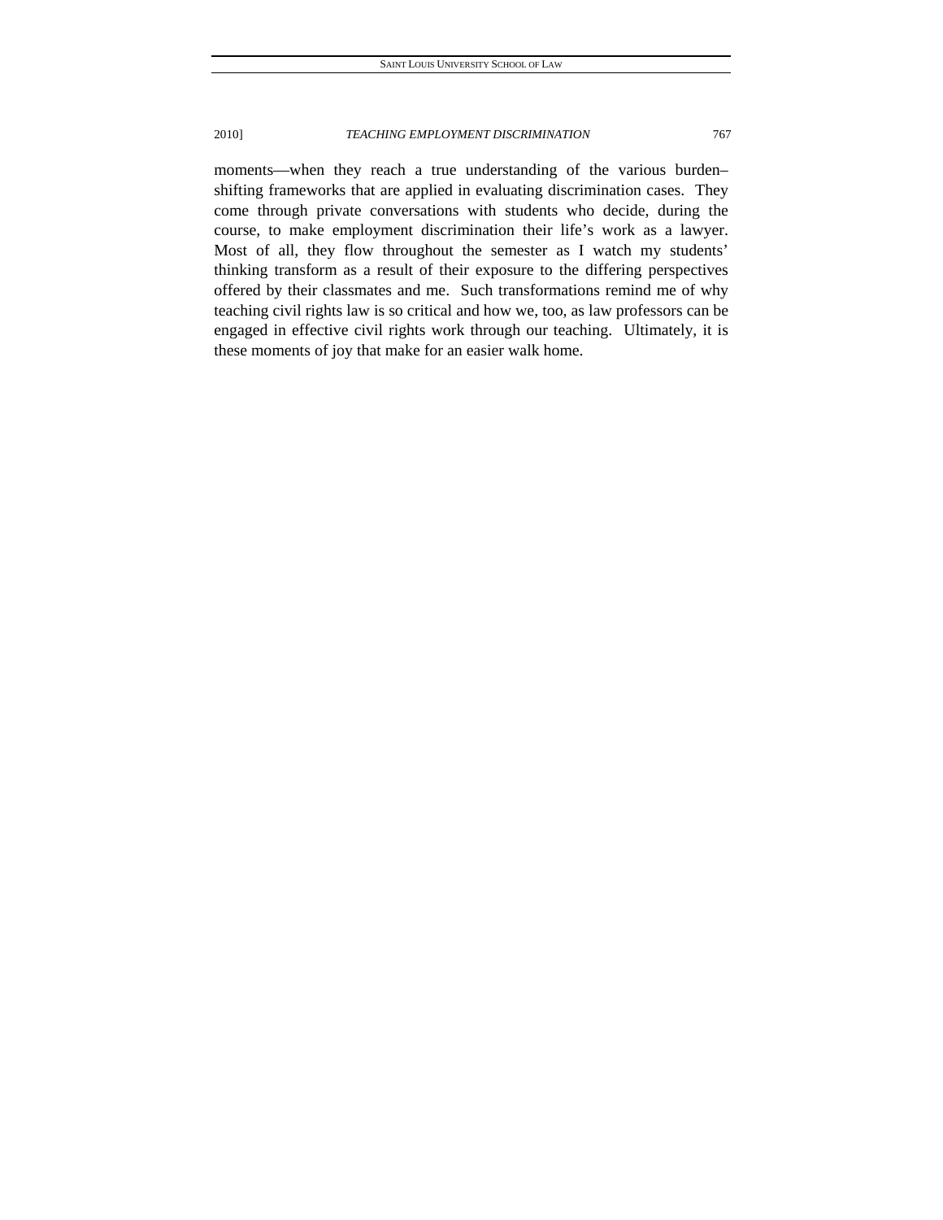moments—when they reach a true understanding of the various burden–shifting frameworks that are applied in evaluating discrimination cases. They come through private conversations with students who decide, during the course, to make employment discrimination their life's work as a lawyer. Most of all, they flow throughout the semester as I watch my students' thinking transform as a result of their exposure to the differing perspectives offered by their classmates and me. Such transformations remind me of why teaching civil rights law is so critical and how we, too, as law professors can be engaged in effective civil rights work through our teaching. Ultimately, it is these moments of joy that make for an easier walk home.